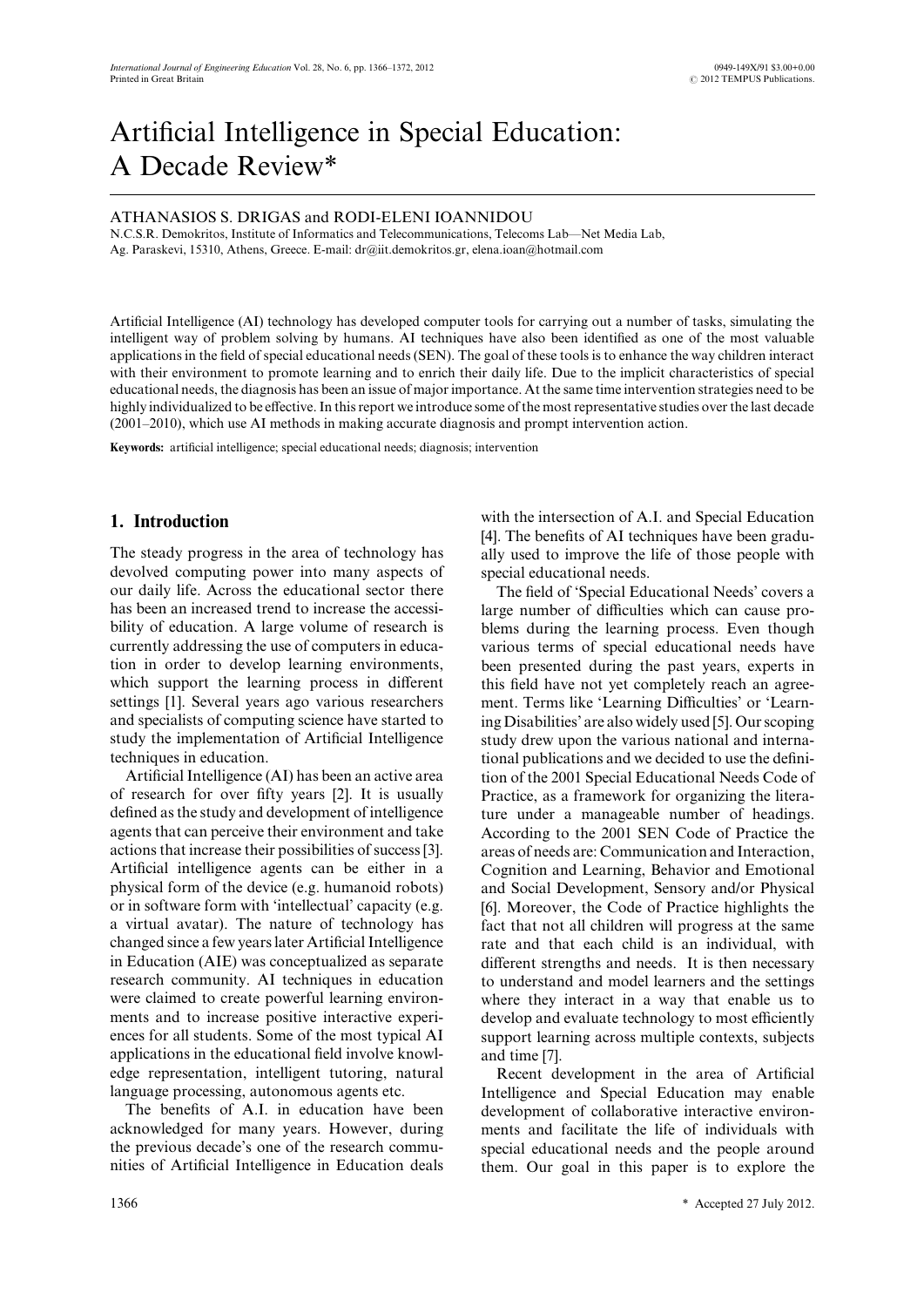# Artificial Intelligence in Special Education: A Decade Review*

ATHANASIOS S. DRIGAS and RODI-ELENI IOANNIDOU

N.C.S.R. Demokritos, Institute of Informatics and Telecommunications, Telecoms Lab—Net Media Lab, Ag. Paraskevi, 15310, Athens, Greece. E-mail: dr@iit.demokritos.gr, elena.ioan@hotmail.com

Artificial Intelligence (AI) technology has developed computer tools for carrying out a number of tasks, simulating the intelligent way of problem solving by humans. AI techniques have also been identified as one of the most valuable applications in the field of special educational needs (SEN). The goal of these tools is to enhance the way children interact with their environment to promote learning and to enrich their daily life. Due to the implicit characteristics of special educational needs, the diagnosis has been an issue of major importance. At the same time intervention strategies need to be highly individualized to be effective. In this report we introduce some of the most representative studies over the last decade (2001–2010), which use AI methods in making accurate diagnosis and prompt intervention action.

**Keywords:** artificial intelligence; special educational needs; diagnosis; intervention

## 1. Introduction

The steady progress in the area of technology has devolved computing power into many aspects of our daily life. Across the educational sector there has been an increased trend to increase the accessibility of education. A large volume of research is currently addressing the use of computers in education in order to develop learning environments, which support the learning process in different settings [1]. Several years ago various researchers and specialists of computing science have started to study the implementation of Artificial Intelligence techniques in education.

Artificial Intelligence (AI) has been an active area of research for over fifty years [2]. It is usually defined as the study and development of intelligence agents that can perceive their environment and take actions that increase their possibilities of success [3]. Artificial intelligence agents can be either in a physical form of the device (e.g. humanoid robots) or in software form with 'intellectual' capacity (e.g. a virtual avatar). The nature of technology has changed since a few years later Artificial Intelligence in Education (AIE) was conceptualized as separate research community. AI techniques in education were claimed to create powerful learning environments and to increase positive interactive experiences for all students. Some of the most typical AI applications in the educational field involve knowledge representation, intelligent tutoring, natural language processing, autonomous agents etc.

The benefits of A.I. in education have been acknowledged for many years. However, during the previous decade's one of the research communities of Artificial Intelligence in Education deals with the intersection of A.I. and Special Education [4]. The benefits of AI techniques have been gradually used to improve the life of those people with special educational needs.

The field of 'Special Educational Needs' covers a large number of difficulties which can cause problems during the learning process. Even though various terms of special educational needs have been presented during the past years, experts in this field have not yet completely reach an agreement. Terms like 'Learning Difficulties' or 'Learning Disabilities' are also widely used [5]. Our scoping study drew upon the various national and international publications and we decided to use the definition of the 2001 Special Educational Needs Code of Practice, as a framework for organizing the literature under a manageable number of headings. According to the 2001 SEN Code of Practice the areas of needs are: Communication and Interaction, Cognition and Learning, Behavior and Emotional and Social Development, Sensory and/or Physical [6]. Moreover, the Code of Practice highlights the fact that not all children will progress at the same rate and that each child is an individual, with different strengths and needs. It is then necessary to understand and model learners and the settings where they interact in a way that enable us to develop and evaluate technology to most efficiently support learning across multiple contexts, subjects and time [7].

Recent development in the area of Artificial Intelligence and Special Education may enable development of collaborative interactive environments and facilitate the life of individuals with special educational needs and the people around them. Our goal in this paper is to explore the

\* Accepted 27 July 2012.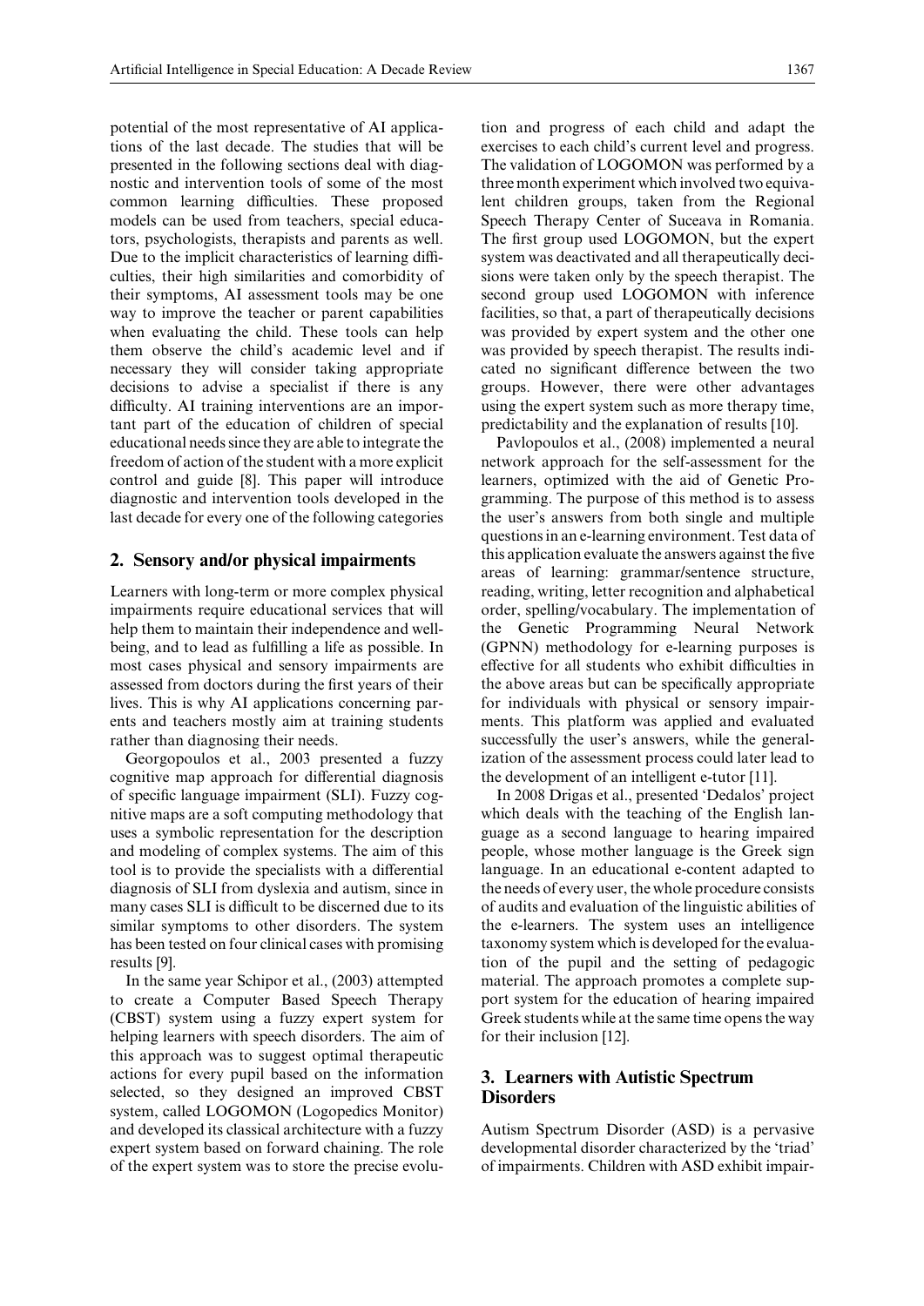potential of the most representative of AI applications of the last decade. The studies that will be presented in the following sections deal with diagnostic and intervention tools of some of the most common learning difficulties. These proposed models can be used from teachers, special educators, psychologists, therapists and parents as well. Due to the implicit characteristics of learning difficulties, their high similarities and comorbidity of their symptoms, AI assessment tools may be one way to improve the teacher or parent capabilities when evaluating the child. These tools can help them observe the child's academic level and if necessary they will consider taking appropriate decisions to advise a specialist if there is any difficulty. AI training interventions are an important part of the education of children of special educational needs since they are able to integrate the freedom of action of the student with a more explicit control and guide [8]. This paper will introduce diagnostic and intervention tools developed in the last decade for every one of the following categories

## 2. Sensory and/or physical impairments

Learners with long-term or more complex physical impairments require educational services that will help them to maintain their independence and well-being, and to lead as fulfilling a life as possible. In most cases physical and sensory impairments are assessed from doctors during the first years of their lives. This is why AI applications concerning parents and teachers mostly aim at training students rather than diagnosing their needs.

Georgopoulos et al., 2003 presented a fuzzy cognitive map approach for differential diagnosis of specific language impairment (SLI). Fuzzy cognitive maps are a soft computing methodology that uses a symbolic representation for the description and modeling of complex systems. The aim of this tool is to provide the specialists with a differential diagnosis of SLI from dyslexia and autism, since in many cases SLI is difficult to be discerned due to its similar symptoms to other disorders. The system has been tested on four clinical cases with promising results [9].

In the same year Schipor et al., (2003) attempted to create a Computer Based Speech Therapy (CBST) system using a fuzzy expert system for helping learners with speech disorders. The aim of this approach was to suggest optimal therapeutic actions for every pupil based on the information selected, so they designed an improved CBST system, called LOGOMON (Logopedics Monitor) and developed its classical architecture with a fuzzy expert system based on forward chaining. The role of the expert system was to store the precise evolution and progress of each child and adapt the exercises to each child's current level and progress. The validation of LOGOMON was performed by a three month experiment which involved two equivalent children groups, taken from the Regional Speech Therapy Center of Suceava in Romania. The first group used LOGOMON, but the expert system was deactivated and all therapeutically decisions were taken only by the speech therapist. The second group used LOGOMON with inference facilities, so that, a part of therapeutically decisions was provided by expert system and the other one was provided by speech therapist. The results indicated no significant difference between the two groups. However, there were other advantages using the expert system such as more therapy time, predictability and the explanation of results [10].

Pavlopoulos et al., (2008) implemented a neural network approach for the self-assessment for the learners, optimized with the aid of Genetic Programming. The purpose of this method is to assess the user's answers from both single and multiple questions in an e-learning environment. Test data of this application evaluate the answers against the five areas of learning: grammar/sentence structure, reading, writing, letter recognition and alphabetical order, spelling/vocabulary. The implementation of the Genetic Programming Neural Network (GPNN) methodology for e-learning purposes is effective for all students who exhibit difficulties in the above areas but can be specifically appropriate for individuals with physical or sensory impairments. This platform was applied and evaluated successfully the user's answers, while the generalization of the assessment process could later lead to the development of an intelligent e-tutor [11].

In 2008 Drigas et al., presented 'Dedalos' project which deals with the teaching of the English language as a second language to hearing impaired people, whose mother language is the Greek sign language. In an educational e-content adapted to the needs of every user, the whole procedure consists of audits and evaluation of the linguistic abilities of the e-learners. The system uses an intelligence taxonomy system which is developed for the evaluation of the pupil and the setting of pedagogic material. The approach promotes a complete support system for the education of hearing impaired Greek students while at the same time opens the way for their inclusion [12].

## 3. Learners with Autistic Spectrum Disorders

Autism Spectrum Disorder (ASD) is a pervasive developmental disorder characterized by the 'triad' of impairments. Children with ASD exhibit impair-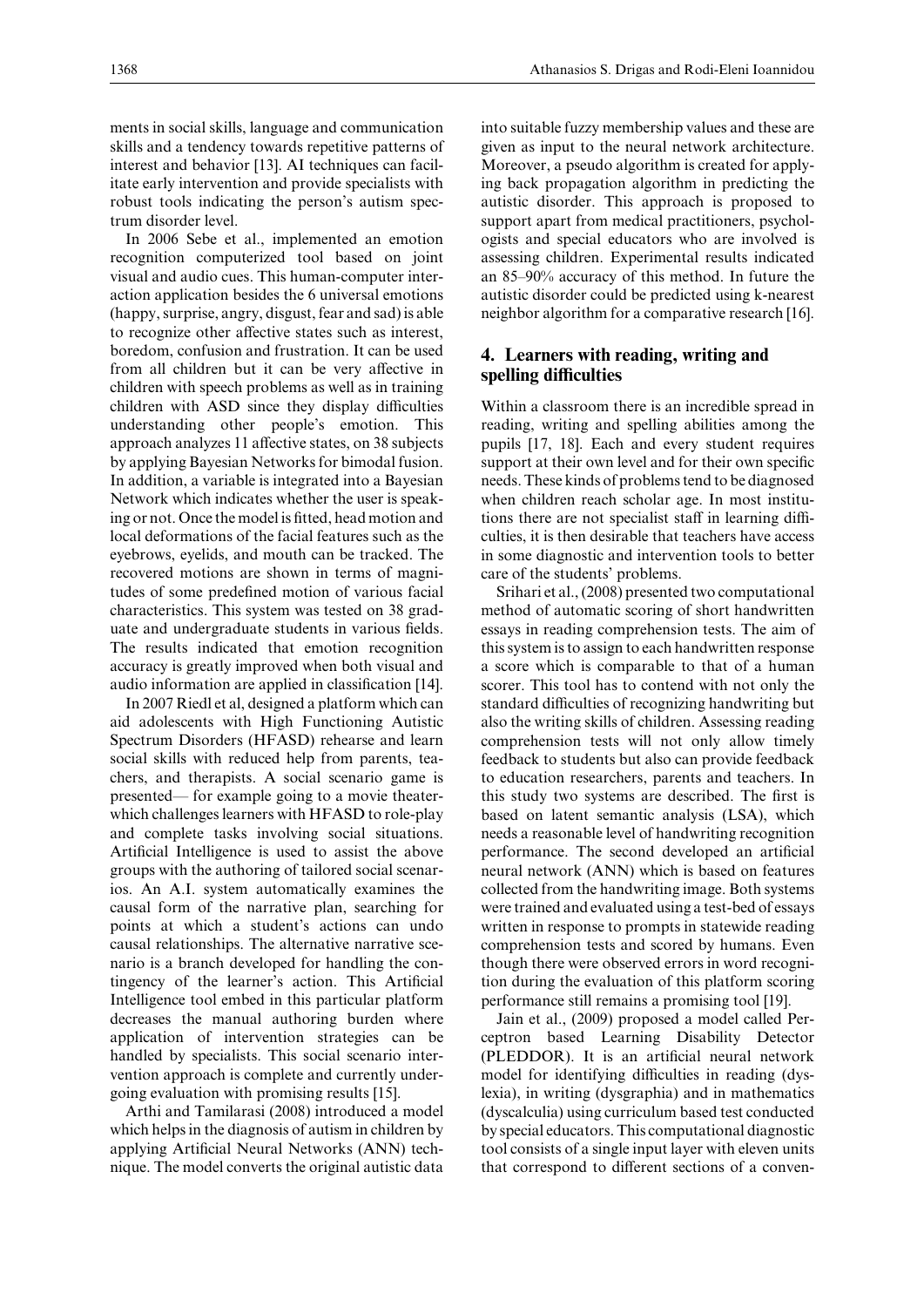ments in social skills, language and communication skills and a tendency towards repetitive patterns of interest and behavior [13]. AI techniques can facilitate early intervention and provide specialists with robust tools indicating the person's autism spectrum disorder level.

In 2006 Sebe et al., implemented an emotion recognition computerized tool based on joint visual and audio cues. This human-computer interaction application besides the 6 universal emotions (happy, surprise, angry, disgust, fear and sad) is able to recognize other affective states such as interest, boredom, confusion and frustration. It can be used from all children but it can be very affective in children with speech problems as well as in training children with ASD since they display difficulties understanding other people's emotion. This approach analyzes 11 affective states, on 38 subjects by applying Bayesian Networks for bimodal fusion. In addition, a variable is integrated into a Bayesian Network which indicates whether the user is speaking or not. Once the model is fitted, head motion and local deformations of the facial features such as the eyebrows, eyelids, and mouth can be tracked. The recovered motions are shown in terms of magnitudes of some predefined motion of various facial characteristics. This system was tested on 38 graduate and undergraduate students in various fields. The results indicated that emotion recognition accuracy is greatly improved when both visual and audio information are applied in classification [14].

In 2007 Riedl et al, designed a platform which can aid adolescents with High Functioning Autistic Spectrum Disorders (HFASD) rehearse and learn social skills with reduced help from parents, teachers, and therapists. A social scenario game is presented— for example going to a movie theater- which challenges learners with HFASD to role-play and complete tasks involving social situations. Artificial Intelligence is used to assist the above groups with the authoring of tailored social scenarios. An A.I. system automatically examines the causal form of the narrative plan, searching for points at which a student's actions can undo causal relationships. The alternative narrative scenario is a branch developed for handling the contingency of the learner's action. This Artificial Intelligence tool embed in this particular platform decreases the manual authoring burden where application of intervention strategies can be handled by specialists. This social scenario intervention approach is complete and currently undergoing evaluation with promising results [15].

Arthi and Tamilarasi (2008) introduced a model which helps in the diagnosis of autism in children by applying Artificial Neural Networks (ANN) technique. The model converts the original autistic data into suitable fuzzy membership values and these are given as input to the neural network architecture. Moreover, a pseudo algorithm is created for applying back propagation algorithm in predicting the autistic disorder. This approach is proposed to support apart from medical practitioners, psychologists and special educators who are involved is assessing children. Experimental results indicated an 85–90% accuracy of this method. In future the autistic disorder could be predicted using k-nearest neighbor algorithm for a comparative research [16].

## 4. Learners with reading, writing and spelling difficulties

Within a classroom there is an incredible spread in reading, writing and spelling abilities among the pupils [17, 18]. Each and every student requires support at their own level and for their own specific needs. These kinds of problems tend to be diagnosed when children reach scholar age. In most institutions there are not specialist staff in learning difficulties, it is then desirable that teachers have access in some diagnostic and intervention tools to better care of the students' problems.

Srihari et al., (2008) presented two computational method of automatic scoring of short handwritten essays in reading comprehension tests. The aim of this system is to assign to each handwritten response a score which is comparable to that of a human scorer. This tool has to contend with not only the standard difficulties of recognizing handwriting but also the writing skills of children. Assessing reading comprehension tests will not only allow timely feedback to students but also can provide feedback to education researchers, parents and teachers. In this study two systems are described. The first is based on latent semantic analysis (LSA), which needs a reasonable level of handwriting recognition performance. The second developed an artificial neural network (ANN) which is based on features collected from the handwriting image. Both systems were trained and evaluated using a test-bed of essays written in response to prompts in statewide reading comprehension tests and scored by humans. Even though there were observed errors in word recognition during the evaluation of this platform scoring performance still remains a promising tool [19].

Jain et al., (2009) proposed a model called Perceptron based Learning Disability Detector (PLEDDOR). It is an artificial neural network model for identifying difficulties in reading (dyslexia), in writing (dysgraphia) and in mathematics (dyscalculia) using curriculum based test conducted by special educators. This computational diagnostic tool consists of a single input layer with eleven units that correspond to different sections of a conven-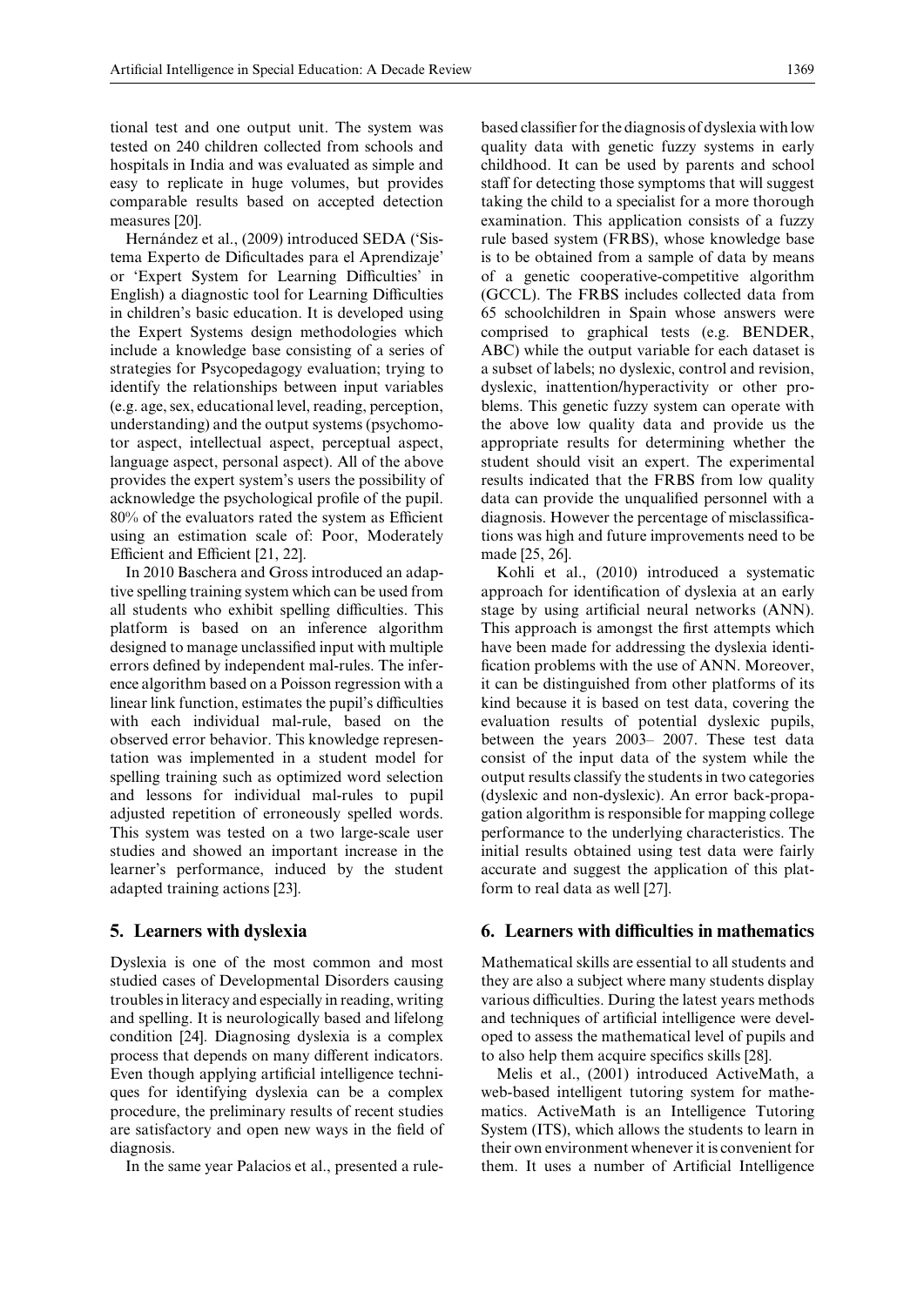tional test and one output unit. The system was tested on 240 children collected from schools and hospitals in India and was evaluated as simple and easy to replicate in huge volumes, but provides comparable results based on accepted detection measures [20].

Hernández et al., (2009) introduced SEDA ('Sistema Experto de Dificultades para el Aprendizaje' or 'Expert System for Learning Difficulties' in English) a diagnostic tool for Learning Difficulties in children's basic education. It is developed using the Expert Systems design methodologies which include a knowledge base consisting of a series of strategies for Psycopedagogy evaluation; trying to identify the relationships between input variables (e.g. age, sex, educational level, reading, perception, understanding) and the output systems (psychomotor aspect, intellectual aspect, perceptual aspect, language aspect, personal aspect). All of the above provides the expert system's users the possibility of acknowledge the psychological profile of the pupil. 80% of the evaluators rated the system as Efficient using an estimation scale of: Poor, Moderately Efficient and Efficient [21, 22].

In 2010 Baschera and Gross introduced an adaptive spelling training system which can be used from all students who exhibit spelling difficulties. This platform is based on an inference algorithm designed to manage unclassified input with multiple errors defined by independent mal-rules. The inference algorithm based on a Poisson regression with a linear link function, estimates the pupil's difficulties with each individual mal-rule, based on the observed error behavior. This knowledge representation was implemented in a student model for spelling training such as optimized word selection and lessons for individual mal-rules to pupil adjusted repetition of erroneously spelled words. This system was tested on a two large-scale user studies and showed an important increase in the learner's performance, induced by the student adapted training actions [23].

## 5. Learners with dyslexia

Dyslexia is one of the most common and most studied cases of Developmental Disorders causing troubles in literacy and especially in reading, writing and spelling. It is neurologically based and lifelong condition [24]. Diagnosing dyslexia is a complex process that depends on many different indicators. Even though applying artificial intelligence techniques for identifying dyslexia can be a complex procedure, the preliminary results of recent studies are satisfactory and open new ways in the field of diagnosis.

In the same year Palacios et al., presented a rule-based classifier for the diagnosis of dyslexia with low quality data with genetic fuzzy systems in early childhood. It can be used by parents and school staff for detecting those symptoms that will suggest taking the child to a specialist for a more thorough examination. This application consists of a fuzzy rule based system (FRBS), whose knowledge base is to be obtained from a sample of data by means of a genetic cooperative-competitive algorithm (GCCL). The FRBS includes collected data from 65 schoolchildren in Spain whose answers were comprised to graphical tests (e.g. BENDER, ABC) while the output variable for each dataset is a subset of labels; no dyslexic, control and revision, dyslexic, inattention/hyperactivity or other problems. This genetic fuzzy system can operate with the above low quality data and provide us the appropriate results for determining whether the student should visit an expert. The experimental results indicated that the FRBS from low quality data can provide the unqualified personnel with a diagnosis. However the percentage of misclassifications was high and future improvements need to be made [25, 26].

Kohli et al., (2010) introduced a systematic approach for identification of dyslexia at an early stage by using artificial neural networks (ANN). This approach is amongst the first attempts which have been made for addressing the dyslexia identification problems with the use of ANN. Moreover, it can be distinguished from other platforms of its kind because it is based on test data, covering the evaluation results of potential dyslexic pupils, between the years 2003– 2007. These test data consist of the input data of the system while the output results classify the students in two categories (dyslexic and non-dyslexic). An error back-propagation algorithm is responsible for mapping college performance to the underlying characteristics. The initial results obtained using test data were fairly accurate and suggest the application of this platform to real data as well [27].

## 6. Learners with difficulties in mathematics

Mathematical skills are essential to all students and they are also a subject where many students display various difficulties. During the latest years methods and techniques of artificial intelligence were developed to assess the mathematical level of pupils and to also help them acquire specifics skills [28].

Melis et al., (2001) introduced ActiveMath, a web-based intelligent tutoring system for mathematics. ActiveMath is an Intelligence Tutoring System (ITS), which allows the students to learn in their own environment whenever it is convenient for them. It uses a number of Artificial Intelligence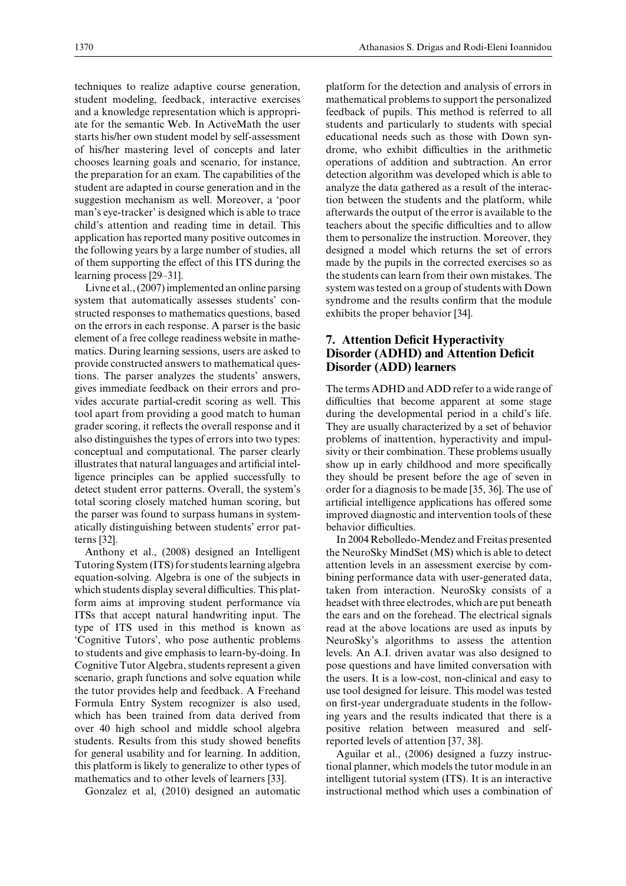techniques to realize adaptive course generation, student modeling, feedback, interactive exercises and a knowledge representation which is appropriate for the semantic Web. In ActiveMath the user starts his/her own student model by self-assessment of his/her mastering level of concepts and later chooses learning goals and scenario, for instance, the preparation for an exam. The capabilities of the student are adapted in course generation and in the suggestion mechanism as well. Moreover, a 'poor man's eye-tracker' is designed which is able to trace child's attention and reading time in detail. This application has reported many positive outcomes in the following years by a large number of studies, all of them supporting the effect of this ITS during the learning process [29–31].

Livne et al., (2007) implemented an online parsing system that automatically assesses students' constructed responses to mathematics questions, based on the errors in each response. A parser is the basic element of a free college readiness website in mathematics. During learning sessions, users are asked to provide constructed answers to mathematical questions. The parser analyzes the students' answers, gives immediate feedback on their errors and provides accurate partial-credit scoring as well. This tool apart from providing a good match to human grader scoring, it reflects the overall response and it also distinguishes the types of errors into two types: conceptual and computational. The parser clearly illustrates that natural languages and artificial intelligence principles can be applied successfully to detect student error patterns. Overall, the system's total scoring closely matched human scoring, but the parser was found to surpass humans in systematically distinguishing between students' error patterns [32].

Anthony et al., (2008) designed an Intelligent Tutoring System (ITS) for students learning algebra equation-solving. Algebra is one of the subjects in which students display several difficulties. This platform aims at improving student performance via ITSs that accept natural handwriting input. The type of ITS used in this method is known as 'Cognitive Tutors', who pose authentic problems to students and give emphasis to learn-by-doing. In Cognitive Tutor Algebra, students represent a given scenario, graph functions and solve equation while the tutor provides help and feedback. A Freehand Formula Entry System recognizer is also used, which has been trained from data derived from over 40 high school and middle school algebra students. Results from this study showed benefits for general usability and for learning. In addition, this platform is likely to generalize to other types of mathematics and to other levels of learners [33].

Gonzalez et al, (2010) designed an automatic platform for the detection and analysis of errors in mathematical problems to support the personalized feedback of pupils. This method is referred to all students and particularly to students with special educational needs such as those with Down syndrome, who exhibit difficulties in the arithmetic operations of addition and subtraction. An error detection algorithm was developed which is able to analyze the data gathered as a result of the interaction between the students and the platform, while afterwards the output of the error is available to the teachers about the specific difficulties and to allow them to personalize the instruction. Moreover, they designed a model which returns the set of errors made by the pupils in the corrected exercises so as the students can learn from their own mistakes. The system was tested on a group of students with Down syndrome and the results confirm that the module exhibits the proper behavior [34].

## 7. Attention Deficit Hyperactivity Disorder (ADHD) and Attention Deficit Disorder (ADD) learners

The terms ADHD and ADD refer to a wide range of difficulties that become apparent at some stage during the developmental period in a child's life. They are usually characterized by a set of behavior problems of inattention, hyperactivity and impulsivity or their combination. These problems usually show up in early childhood and more specifically they should be present before the age of seven in order for a diagnosis to be made [35, 36]. The use of artificial intelligence applications has offered some improved diagnostic and intervention tools of these behavior difficulties.

In 2004 Rebolledo-Mendez and Freitas presented the NeuroSky MindSet (MS) which is able to detect attention levels in an assessment exercise by combining performance data with user-generated data, taken from interaction. NeuroSky consists of a headset with three electrodes, which are put beneath the ears and on the forehead. The electrical signals read at the above locations are used as inputs by NeuroSky's algorithms to assess the attention levels. An A.I. driven avatar was also designed to pose questions and have limited conversation with the users. It is a low-cost, non-clinical and easy to use tool designed for leisure. This model was tested on first-year undergraduate students in the following years and the results indicated that there is a positive relation between measured and self-reported levels of attention [37, 38].

Aguilar et al., (2006) designed a fuzzy instructional planner, which models the tutor module in an intelligent tutorial system (ITS). It is an interactive instructional method which uses a combination of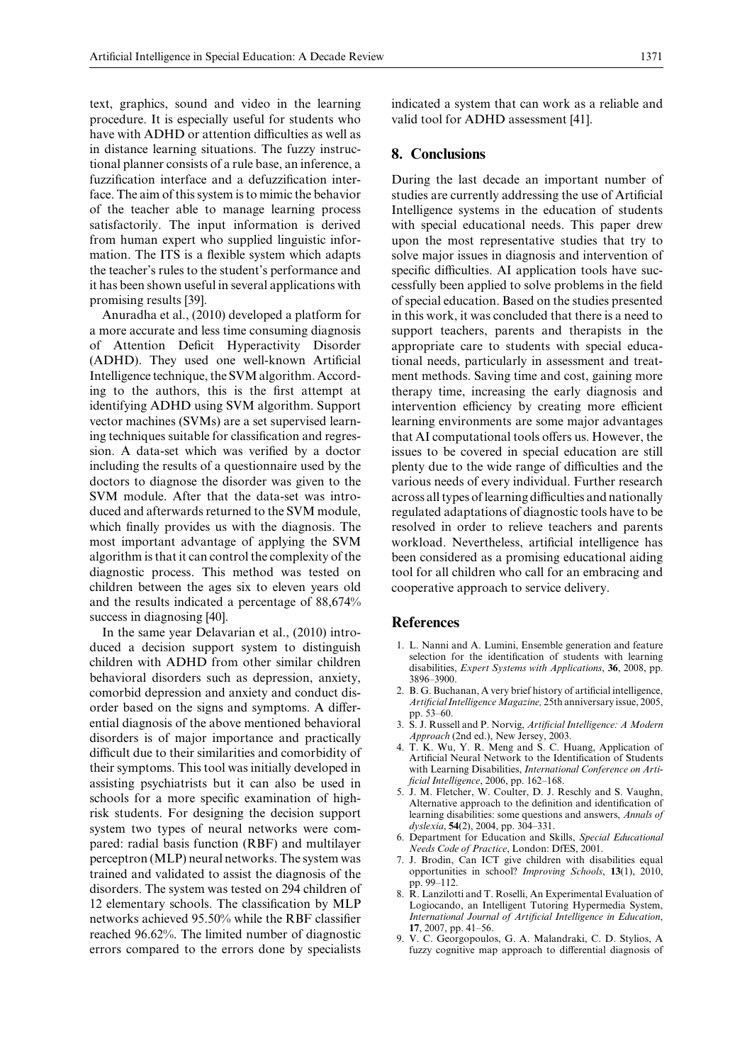text, graphics, sound and video in the learning procedure. It is especially useful for students who have with ADHD or attention difficulties as well as in distance learning situations. The fuzzy instructional planner consists of a rule base, an inference, a fuzzification interface and a defuzzification interface. The aim of this system is to mimic the behavior of the teacher able to manage learning process satisfactorily. The input information is derived from human expert who supplied linguistic information. The ITS is a flexible system which adapts the teacher's rules to the student's performance and it has been shown useful in several applications with promising results [39].

Anuradha et al., (2010) developed a platform for a more accurate and less time consuming diagnosis of Attention Deficit Hyperactivity Disorder (ADHD). They used one well-known Artificial Intelligence technique, the SVM algorithm. According to the authors, this is the first attempt at identifying ADHD using SVM algorithm. Support vector machines (SVMs) are a set supervised learning techniques suitable for classification and regression. A data-set which was verified by a doctor including the results of a questionnaire used by the doctors to diagnose the disorder was given to the SVM module. After that the data-set was introduced and afterwards returned to the SVM module, which finally provides us with the diagnosis. The most important advantage of applying the SVM algorithm is that it can control the complexity of the diagnostic process. This method was tested on children between the ages six to eleven years old and the results indicated a percentage of 88,674% success in diagnosing [40].

In the same year Delavarian et al., (2010) introduced a decision support system to distinguish children with ADHD from other similar children behavioral disorders such as depression, anxiety, comorbid depression and anxiety and conduct disorder based on the signs and symptoms. A differential diagnosis of the above mentioned behavioral disorders is of major importance and practically difficult due to their similarities and comorbidity of their symptoms. This tool was initially developed in assisting psychiatrists but it can also be used in schools for a more specific examination of high-risk students. For designing the decision support system two types of neural networks were compared: radial basis function (RBF) and multilayer perceptron (MLP) neural networks. The system was trained and validated to assist the diagnosis of the disorders. The system was tested on 294 children of 12 elementary schools. The classification by MLP networks achieved 95.50% while the RBF classifier reached 96.62%. The limited number of diagnostic errors compared to the errors done by specialists indicated a system that can work as a reliable and valid tool for ADHD assessment [41].

## 8. Conclusions

During the last decade an important number of studies are currently addressing the use of Artificial Intelligence systems in the education of students with special educational needs. This paper drew upon the most representative studies that try to solve major issues in diagnosis and intervention of specific difficulties. AI application tools have successfully been applied to solve problems in the field of special education. Based on the studies presented in this work, it was concluded that there is a need to support teachers, parents and therapists in the appropriate care to students with special educational needs, particularly in assessment and treatment methods. Saving time and cost, gaining more therapy time, increasing the early diagnosis and intervention efficiency by creating more efficient learning environments are some major advantages that AI computational tools offers us. However, the issues to be covered in special education are still plenty due to the wide range of difficulties and the various needs of every individual. Further research across all types of learning difficulties and nationally regulated adaptations of diagnostic tools have to be resolved in order to relieve teachers and parents workload. Nevertheless, artificial intelligence has been considered as a promising educational aiding tool for all children who call for an embracing and cooperative approach to service delivery.

## References

1. L. Nanni and A. Lumini, Ensemble generation and feature selection for the identification of students with learning disabilities, *Expert Systems with Applications*, **36**, 2008, pp. 3896–3900.
2. B. G. Buchanan, A very brief history of artificial intelligence, *Artificial Intelligence Magazine,* 25th anniversary issue, 2005, pp. 53–60.
3. S. J. Russell and P. Norvig, *Artificial Intelligence: A Modern Approach* (2nd ed.), New Jersey, 2003.
4. T. K. Wu, Y. R. Meng and S. C. Huang, Application of Artificial Neural Network to the Identification of Students with Learning Disabilities, *International Conference on Artificial Intelligence*, 2006, pp. 162–168.
5. J. M. Fletcher, W. Coulter, D. J. Reschly and S. Vaughn, Alternative approach to the definition and identification of learning disabilities: some questions and answers, *Annals of dyslexia*, **54**(2), 2004, pp. 304–331.
6. Department for Education and Skills, *Special Educational Needs Code of Practice*, London: DfES, 2001.
7. J. Brodin, Can ICT give children with disabilities equal opportunities in school? *Improving Schools*, **13**(1), 2010, pp. 99–112.
8. R. Lanzilotti and T. Roselli, An Experimental Evaluation of Logiocando, an Intelligent Tutoring Hypermedia System, *International Journal of Artificial Intelligence in Education*, **17**, 2007, pp. 41–56.
9. V. C. Georgopoulos, G. A. Malandraki, C. D. Stylios, A fuzzy cognitive map approach to differential diagnosis of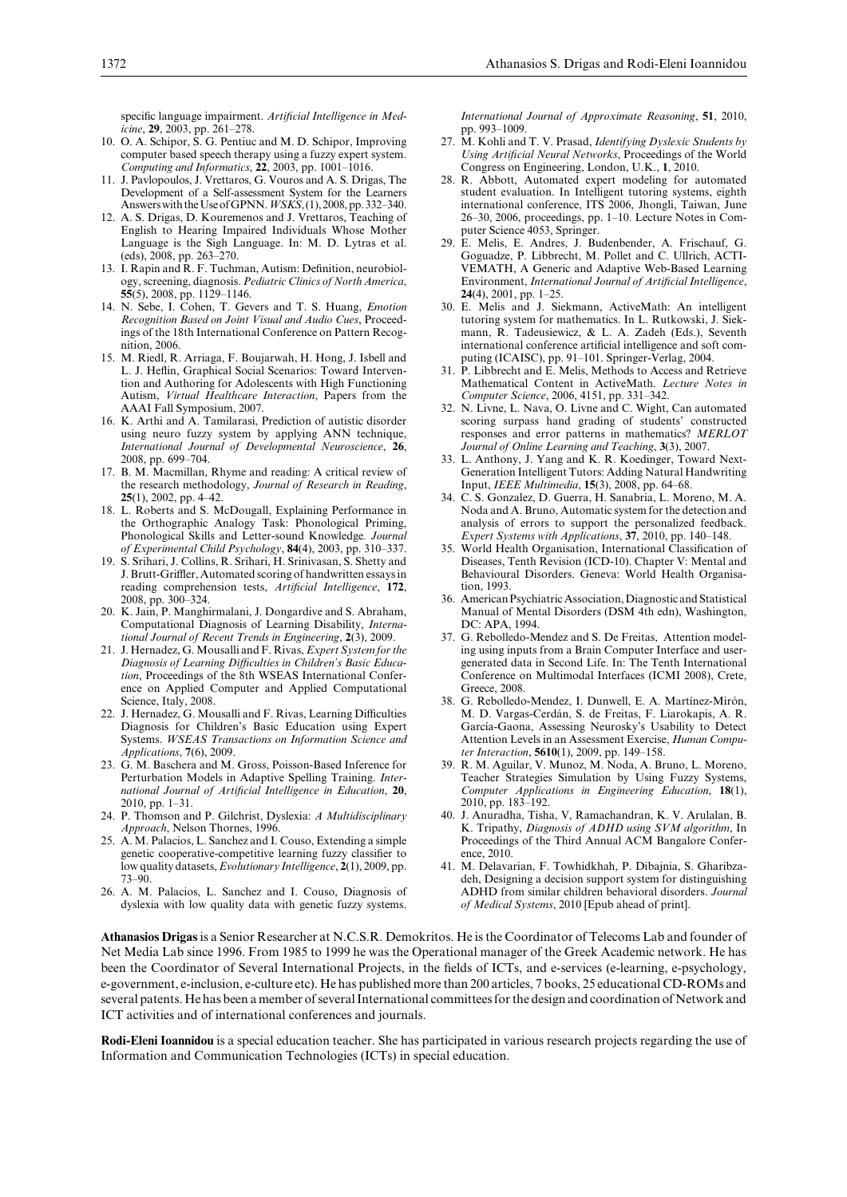specific language impairment. *Artificial Intelligence in Medicine*, **29**, 2003, pp. 261–278.

10. O. A. Schipor, S. G. Pentiuc and M. D. Schipor, Improving computer based speech therapy using a fuzzy expert system. *Computing and Informatics*, **22**, 2003, pp. 1001–1016.
11. J. Pavlopoulos, J. Vrettaros, G. Vouros and A. S. Drigas, The Development of a Self-assessment System for the Learners Answers with the Use of GPNN. *WSKS*, (1), 2008, pp. 332–340.
12. A. S. Drigas, D. Kouremenos and J. Vrettaros, Teaching of English to Hearing Impaired Individuals Whose Mother Language is the Sigh Language. In: M. D. Lytras et al. (eds), 2008, pp. 263–270.
13. I. Rapin and R. F. Tuchman, Autism: Definition, neurobiology, screening, diagnosis. *Pediatric Clinics of North America*, **55**(5), 2008, pp. 1129–1146.
14. N. Sebe, I. Cohen, T. Gevers and T. S. Huang, *Emotion Recognition Based on Joint Visual and Audio Cues*, Proceedings of the 18th International Conference on Pattern Recognition, 2006.
15. M. Riedl, R. Arriaga, F. Boujarwah, H. Hong, J. Isbell and L. J. Heflin, Graphical Social Scenarios: Toward Intervention and Authoring for Adolescents with High Functioning Autism, *Virtual Healthcare Interaction*, Papers from the AAAI Fall Symposium, 2007.
16. K. Arthi and A. Tamilarasi, Prediction of autistic disorder using neuro fuzzy system by applying ANN technique, *International Journal of Developmental Neuroscience*, **26**, 2008, pp. 699–704.
17. B. M. Macmillan, Rhyme and reading: A critical review of the research methodology, *Journal of Research in Reading*, **25**(1), 2002, pp. 4–42.
18. L. Roberts and S. McDougall, Explaining Performance in the Orthographic Analogy Task: Phonological Priming, Phonological Skills and Letter-sound Knowledge. *Journal of Experimental Child Psychology*, **84**(4), 2003, pp. 310–337.
19. S. Srihari, J. Collins, R. Srihari, H. Srinivasan, S. Shetty and J. Brutt-Griffler, Automated scoring of handwritten essays in reading comprehension tests, *Artificial Intelligence*, **172**, 2008, pp. 300–324.
20. K. Jain, P. Manghirmalani, J. Dongardive and S. Abraham, Computational Diagnosis of Learning Disability, *International Journal of Recent Trends in Engineering*, **2**(3), 2009.
21. J. Hernadez, G. Mousalli and F. Rivas, *Expert System for the Diagnosis of Learning Difficulties in Children's Basic Education*, Proceedings of the 8th WSEAS International Conference on Applied Computer and Applied Computational Science, Italy, 2008.
22. J. Hernadez, G. Mousalli and F. Rivas, Learning Difficulties Diagnosis for Children's Basic Education using Expert Systems. *WSEAS Transactions on Information Science and Applications*, **7**(6), 2009.
23. G. M. Baschera and M. Gross, Poisson-Based Inference for Perturbation Models in Adaptive Spelling Training. *International Journal of Artificial Intelligence in Education*, **20**, 2010, pp. 1–31.
24. P. Thomson and P. Gilchrist, Dyslexia: *A Multidisciplinary Approach*, Nelson Thornes, 1996.
25. A. M. Palacios, L. Sanchez and I. Couso, Extending a simple genetic cooperative-competitive learning fuzzy classifier to low quality datasets, *Evolutionary Intelligence*, **2**(1), 2009, pp. 73–90.
26. A. M. Palacios, L. Sanchez and I. Couso, Diagnosis of dyslexia with low quality data with genetic fuzzy systems. *International Journal of Approximate Reasoning*, **51**, 2010, pp. 993–1009.
27. M. Kohli and T. V. Prasad, *Identifying Dyslexic Students by Using Artificial Neural Networks*, Proceedings of the World Congress on Engineering, London, U.K., **1**, 2010.
28. R. Abbott, Automated expert modeling for automated student evaluation. In Intelligent tutoring systems, eighth international conference, ITS 2006, Jhongli, Taiwan, June 26–30, 2006, proceedings, pp. 1–10. Lecture Notes in Computer Science 4053, Springer.
29. E. Melis, E. Andres, J. Budenbender, A. Frischauf, G. Goguadze, P. Libbrecht, M. Pollet and C. Ullrich, ACTIVEMATH, A Generic and Adaptive Web-Based Learning Environment, *International Journal of Artificial Intelligence*, **24**(4), 2001, pp. 1–25.
30. E. Melis and J. Siekmann, ActiveMath: An intelligent tutoring system for mathematics. In L. Rutkowski, J. Siekmann, R. Tadeusiewicz, & L. A. Zadeh (Eds.), Seventh international conference artificial intelligence and soft computing (ICAISC), pp. 91–101. Springer-Verlag, 2004.
31. P. Libbrecht and E. Melis, Methods to Access and Retrieve Mathematical Content in ActiveMath. *Lecture Notes in Computer Science*, 2006, 4151, pp. 331–342.
32. N. Livne, L. Nava, O. Livne and C. Wight, Can automated scoring surpass hand grading of students' constructed responses and error patterns in mathematics? *MERLOT Journal of Online Learning and Teaching*, **3**(3), 2007.
33. L. Anthony, J. Yang and K. R. Koedinger, Toward Next-Generation Intelligent Tutors: Adding Natural Handwriting Input, *IEEE Multimedia*, **15**(3), 2008, pp. 64–68.
34. C. S. Gonzalez, D. Guerra, H. Sanabria, L. Moreno, M. A. Noda and A. Bruno, Automatic system for the detection and analysis of errors to support the personalized feedback. *Expert Systems with Applications*, **37**, 2010, pp. 140–148.
35. World Health Organisation, International Classification of Diseases, Tenth Revision (ICD-10). Chapter V: Mental and Behavioural Disorders. Geneva: World Health Organisation, 1993.
36. American Psychiatric Association, Diagnostic and Statistical Manual of Mental Disorders (DSM 4th edn), Washington, DC: APA, 1994.
37. G. Rebolledo-Mendez and S. De Freitas, Attention modeling using inputs from a Brain Computer Interface and user-generated data in Second Life. In: The Tenth International Conference on Multimodal Interfaces (ICMI 2008), Crete, Greece, 2008.
38. G. Rebolledo-Mendez, I. Dunwell, E. A. Martínez-Mirón, M. D. Vargas-Cerdán, S. de Freitas, F. Liarokapis, A. R. García-Gaona, Assessing Neurosky's Usability to Detect Attention Levels in an Assessment Exercise, *Human Computer Interaction*, **5610**(1), 2009, pp. 149–158.
39. R. M. Aguilar, V. Munoz, M. Noda, A. Bruno, L. Moreno, Teacher Strategies Simulation by Using Fuzzy Systems, *Computer Applications in Engineering Education*, **18**(1), 2010, pp. 183–192.
40. J. Anuradha, Tisha, V, Ramachandran, K. V. Arulalan, B. K. Tripathy, *Diagnosis of ADHD using SVM algorithm*, In Proceedings of the Third Annual ACM Bangalore Conference, 2010.
41. M. Delavarian, F. Towhidkhah, P. Dibajnia, S. Gharibzadeh, Designing a decision support system for distinguishing ADHD from similar children behavioral disorders. *Journal of Medical Systems*, 2010 [Epub ahead of print].

**Athanasios Drigas** is a Senior Researcher at N.C.S.R. Demokritos. He is the Coordinator of Telecoms Lab and founder of Net Media Lab since 1996. From 1985 to 1999 he was the Operational manager of the Greek Academic network. He has been the Coordinator of Several International Projects, in the fields of ICTs, and e-services (e-learning, e-psychology, e-government, e-inclusion, e-culture etc). He has published more than 200 articles, 7 books, 25 educational CD-ROMs and several patents. He has been a member of several International committees for the design and coordination of Network and ICT activities and of international conferences and journals.

**Rodi-Eleni Ioannidou** is a special education teacher. She has participated in various research projects regarding the use of Information and Communication Technologies (ICTs) in special education.